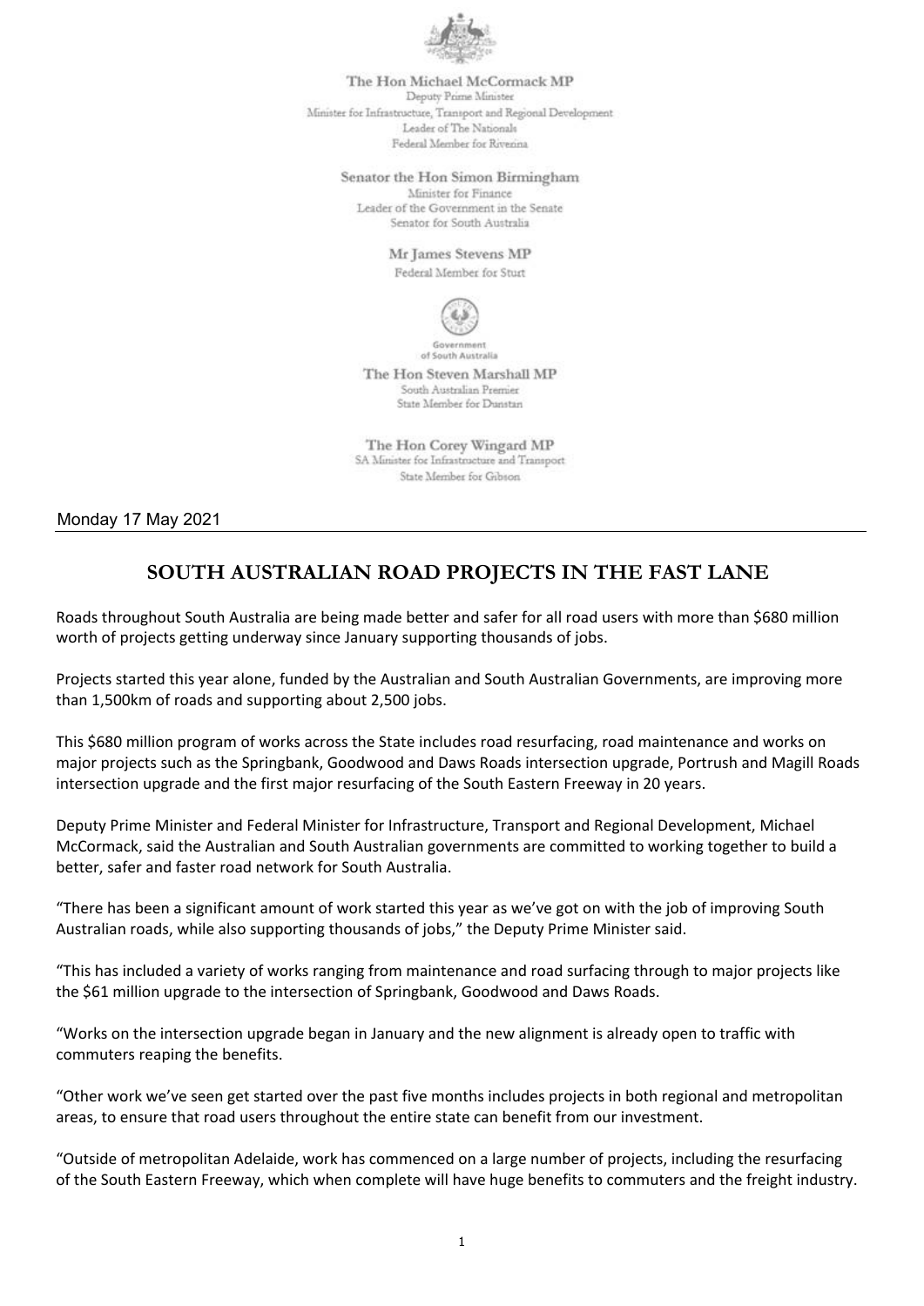The Hon Michael McCormack MP
Deputy Prime Minister
Minister for Infrastructure, Transport and Regional Development
Leader of The Nationals
Federal Member for Riverina

Senator the Hon Simon Birmingham
Minister for Finance
Leader of the Government in the Senate
Senator for South Australia

Mr James Stevens MP
Federal Member for Sturt

Government of South Australia

The Hon Steven Marshall MP
South Australian Premier
State Member for Dunstan

The Hon Corey Wingard MP
SA Minister for Infrastructure and Transport
State Member for Gibson

Monday 17 May 2021

# SOUTH AUSTRALIAN ROAD PROJECTS IN THE FAST LANE

Roads throughout South Australia are being made better and safer for all road users with more than $680 million worth of projects getting underway since January supporting thousands of jobs.

Projects started this year alone, funded by the Australian and South Australian Governments, are improving more than 1,500km of roads and supporting about 2,500 jobs.

This $680 million program of works across the State includes road resurfacing, road maintenance and works on major projects such as the Springbank, Goodwood and Daws Roads intersection upgrade, Portrush and Magill Roads intersection upgrade and the first major resurfacing of the South Eastern Freeway in 20 years.

Deputy Prime Minister and Federal Minister for Infrastructure, Transport and Regional Development, Michael McCormack, said the Australian and South Australian governments are committed to working together to build a better, safer and faster road network for South Australia.

"There has been a significant amount of work started this year as we've got on with the job of improving South Australian roads, while also supporting thousands of jobs," the Deputy Prime Minister said.

"This has included a variety of works ranging from maintenance and road surfacing through to major projects like the $61 million upgrade to the intersection of Springbank, Goodwood and Daws Roads.

"Works on the intersection upgrade began in January and the new alignment is already open to traffic with commuters reaping the benefits.

"Other work we've seen get started over the past five months includes projects in both regional and metropolitan areas, to ensure that road users throughout the entire state can benefit from our investment.

"Outside of metropolitan Adelaide, work has commenced on a large number of projects, including the resurfacing of the South Eastern Freeway, which when complete will have huge benefits to commuters and the freight industry.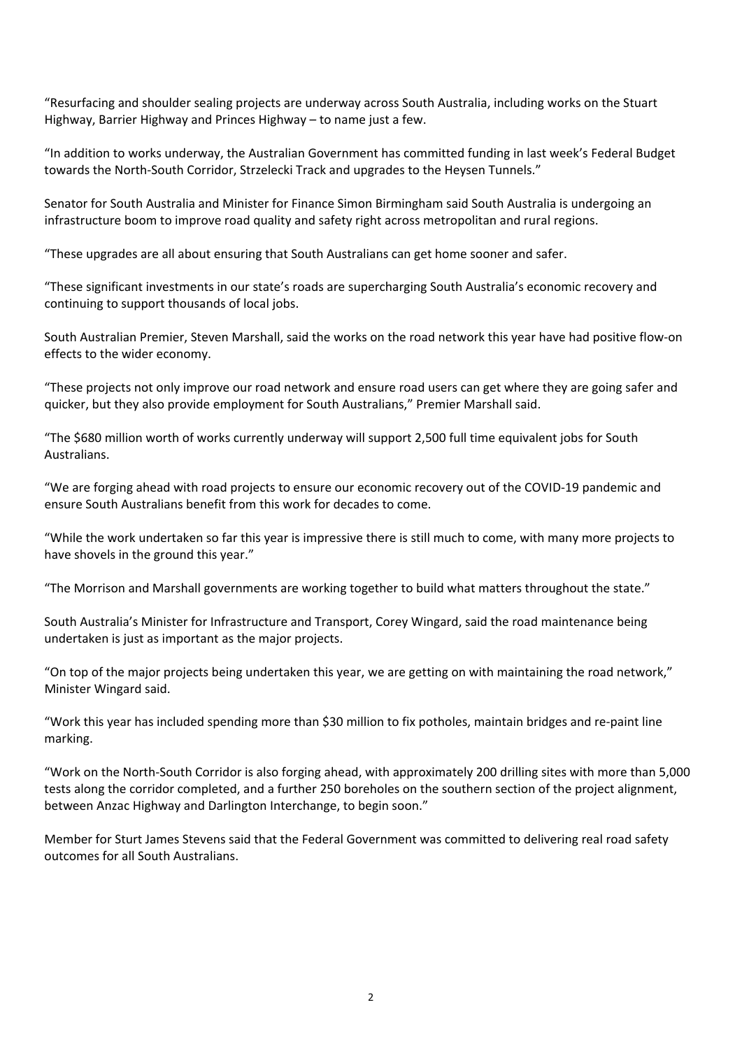"Resurfacing and shoulder sealing projects are underway across South Australia, including works on the Stuart Highway, Barrier Highway and Princes Highway – to name just a few.

"In addition to works underway, the Australian Government has committed funding in last week's Federal Budget towards the North-South Corridor, Strzelecki Track and upgrades to the Heysen Tunnels."

Senator for South Australia and Minister for Finance Simon Birmingham said South Australia is undergoing an infrastructure boom to improve road quality and safety right across metropolitan and rural regions.

"These upgrades are all about ensuring that South Australians can get home sooner and safer.

"These significant investments in our state's roads are supercharging South Australia's economic recovery and continuing to support thousands of local jobs.

South Australian Premier, Steven Marshall, said the works on the road network this year have had positive flow-on effects to the wider economy.

"These projects not only improve our road network and ensure road users can get where they are going safer and quicker, but they also provide employment for South Australians," Premier Marshall said.

"The $680 million worth of works currently underway will support 2,500 full time equivalent jobs for South Australians.

"We are forging ahead with road projects to ensure our economic recovery out of the COVID-19 pandemic and ensure South Australians benefit from this work for decades to come.

"While the work undertaken so far this year is impressive there is still much to come, with many more projects to have shovels in the ground this year."

"The Morrison and Marshall governments are working together to build what matters throughout the state."

South Australia's Minister for Infrastructure and Transport, Corey Wingard, said the road maintenance being undertaken is just as important as the major projects.

"On top of the major projects being undertaken this year, we are getting on with maintaining the road network," Minister Wingard said.

"Work this year has included spending more than $30 million to fix potholes, maintain bridges and re-paint line marking.

"Work on the North-South Corridor is also forging ahead, with approximately 200 drilling sites with more than 5,000 tests along the corridor completed, and a further 250 boreholes on the southern section of the project alignment, between Anzac Highway and Darlington Interchange, to begin soon."

Member for Sturt James Stevens said that the Federal Government was committed to delivering real road safety outcomes for all South Australians.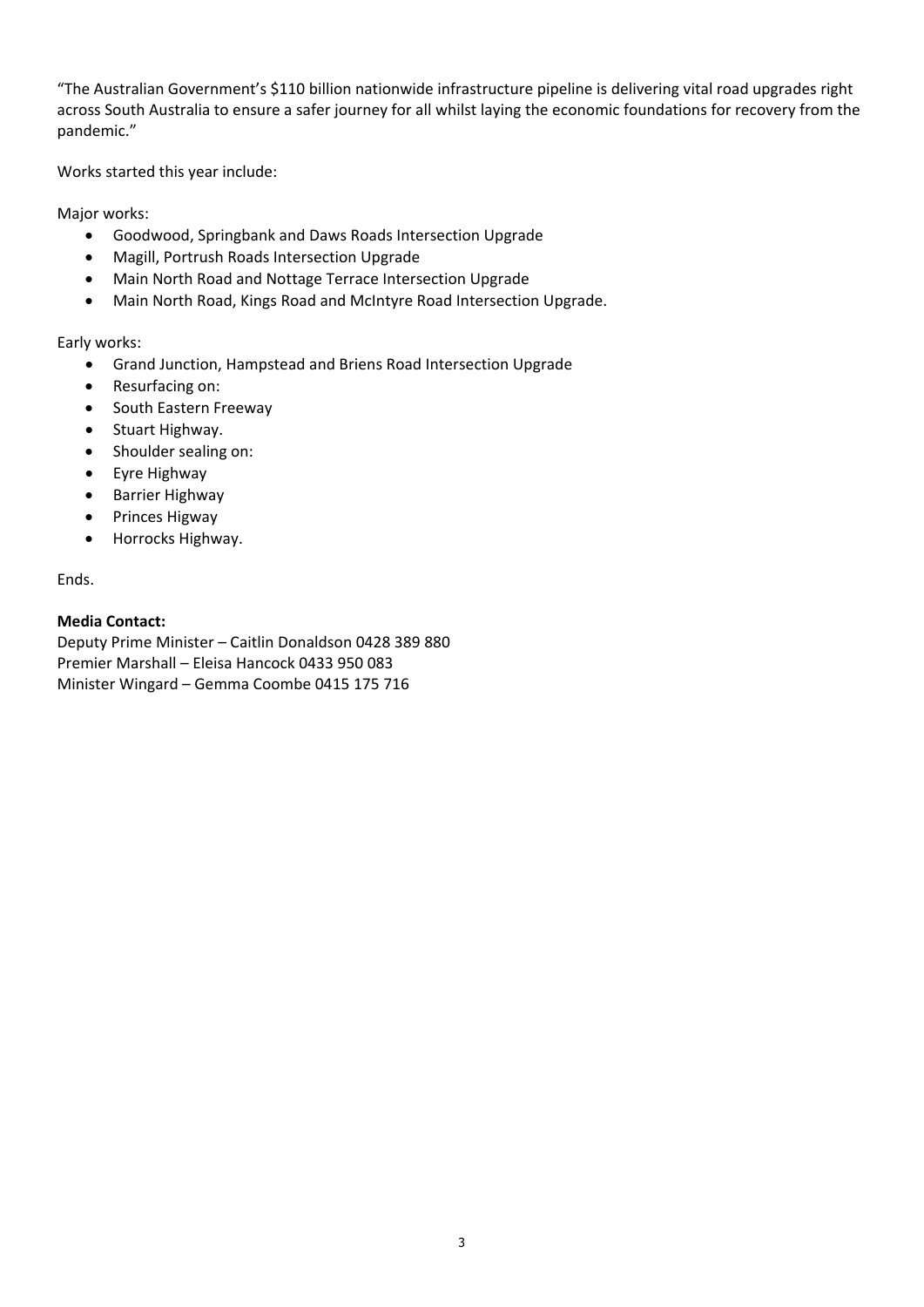"The Australian Government's $110 billion nationwide infrastructure pipeline is delivering vital road upgrades right across South Australia to ensure a safer journey for all whilst laying the economic foundations for recovery from the pandemic."

Works started this year include:

Major works:

- Goodwood, Springbank and Daws Roads Intersection Upgrade
- Magill, Portrush Roads Intersection Upgrade
- Main North Road and Nottage Terrace Intersection Upgrade
- Main North Road, Kings Road and McIntyre Road Intersection Upgrade.

Early works:

- Grand Junction, Hampstead and Briens Road Intersection Upgrade
- Resurfacing on:
- South Eastern Freeway
- Stuart Highway.
- Shoulder sealing on:
- Eyre Highway
- Barrier Highway
- Princes Higway
- Horrocks Highway.

Ends.

**Media Contact:**
Deputy Prime Minister – Caitlin Donaldson 0428 389 880
Premier Marshall – Eleisa Hancock 0433 950 083
Minister Wingard – Gemma Coombe 0415 175 716